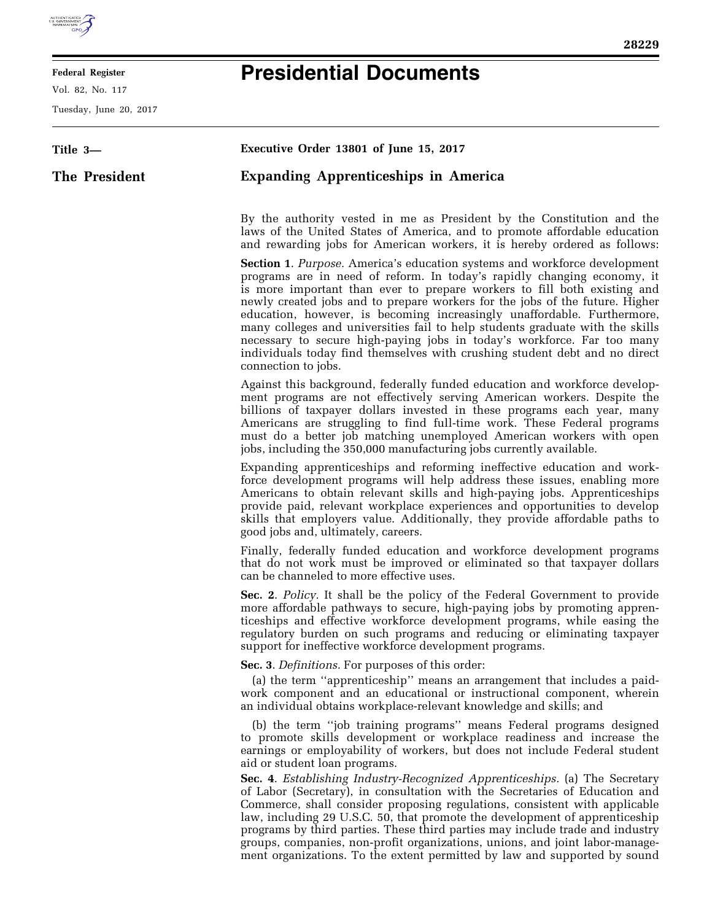**Federal Register**

Vol. 82, No. 117

Tuesday, June 20, 2017

# Presidential Documents

**Title 3—**

**The President**

**Executive Order 13801 of June 15, 2017**

## Expanding Apprenticeships in America

By the authority vested in me as President by the Constitution and the laws of the United States of America, and to promote affordable education and rewarding jobs for American workers, it is hereby ordered as follows:

**Section 1**. *Purpose.* America's education systems and workforce development programs are in need of reform. In today's rapidly changing economy, it is more important than ever to prepare workers to fill both existing and newly created jobs and to prepare workers for the jobs of the future. Higher education, however, is becoming increasingly unaffordable. Furthermore, many colleges and universities fail to help students graduate with the skills necessary to secure high-paying jobs in today's workforce. Far too many individuals today find themselves with crushing student debt and no direct connection to jobs.

Against this background, federally funded education and workforce development programs are not effectively serving American workers. Despite the billions of taxpayer dollars invested in these programs each year, many Americans are struggling to find full-time work. These Federal programs must do a better job matching unemployed American workers with open jobs, including the 350,000 manufacturing jobs currently available.

Expanding apprenticeships and reforming ineffective education and workforce development programs will help address these issues, enabling more Americans to obtain relevant skills and high-paying jobs. Apprenticeships provide paid, relevant workplace experiences and opportunities to develop skills that employers value. Additionally, they provide affordable paths to good jobs and, ultimately, careers.

Finally, federally funded education and workforce development programs that do not work must be improved or eliminated so that taxpayer dollars can be channeled to more effective uses.

**Sec. 2**. *Policy.* It shall be the policy of the Federal Government to provide more affordable pathways to secure, high-paying jobs by promoting apprenticeships and effective workforce development programs, while easing the regulatory burden on such programs and reducing or eliminating taxpayer support for ineffective workforce development programs.

**Sec. 3**. *Definitions.* For purposes of this order:

(a) the term ''apprenticeship'' means an arrangement that includes a paid-work component and an educational or instructional component, wherein an individual obtains workplace-relevant knowledge and skills; and

(b) the term ''job training programs'' means Federal programs designed to promote skills development or workplace readiness and increase the earnings or employability of workers, but does not include Federal student aid or student loan programs.

**Sec. 4**. *Establishing Industry-Recognized Apprenticeships.* (a) The Secretary of Labor (Secretary), in consultation with the Secretaries of Education and Commerce, shall consider proposing regulations, consistent with applicable law, including 29 U.S.C. 50, that promote the development of apprenticeship programs by third parties. These third parties may include trade and industry groups, companies, non-profit organizations, unions, and joint labor-management organizations. To the extent permitted by law and supported by sound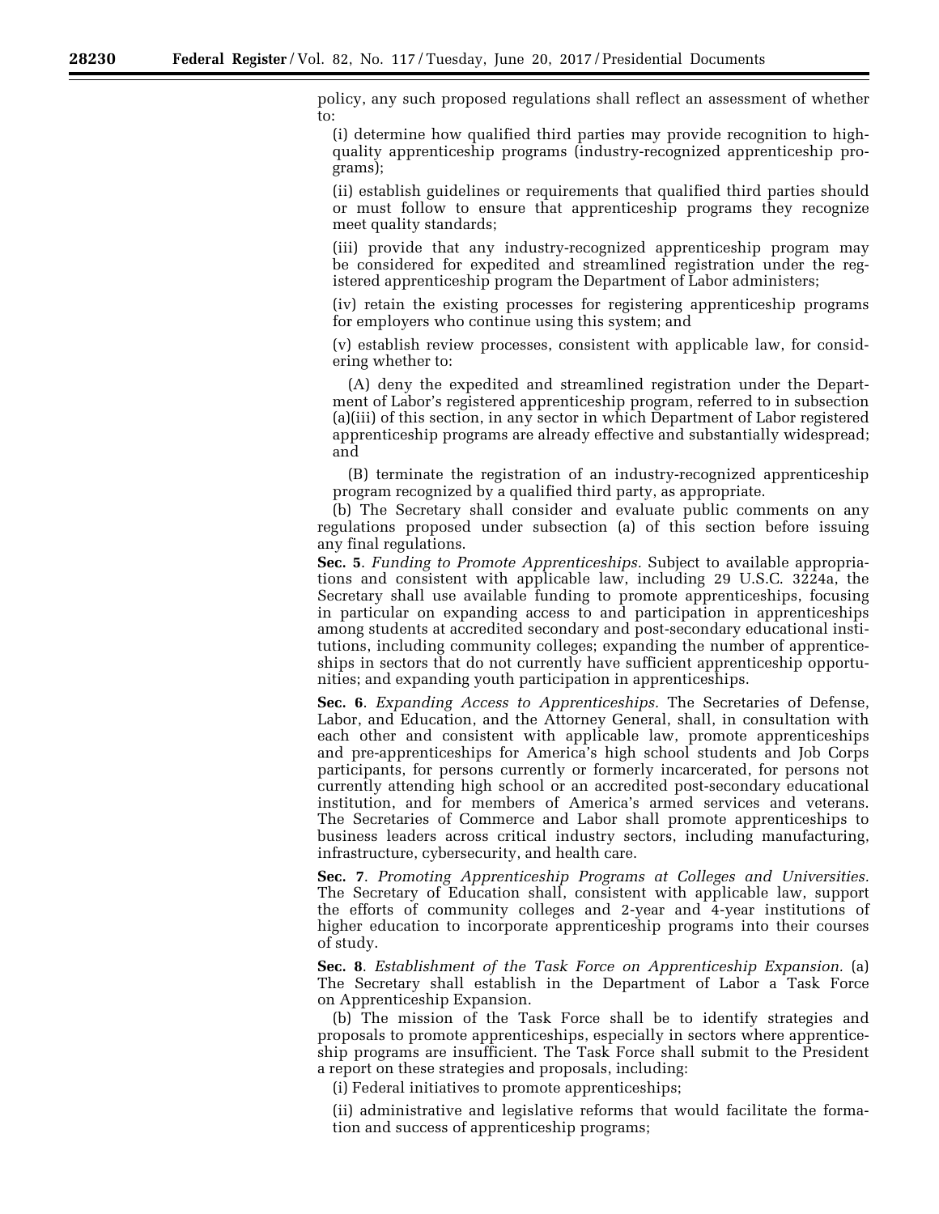policy, any such proposed regulations shall reflect an assessment of whether to:

(i) determine how qualified third parties may provide recognition to high-quality apprenticeship programs (industry-recognized apprenticeship programs);

(ii) establish guidelines or requirements that qualified third parties should or must follow to ensure that apprenticeship programs they recognize meet quality standards;

(iii) provide that any industry-recognized apprenticeship program may be considered for expedited and streamlined registration under the registered apprenticeship program the Department of Labor administers;

(iv) retain the existing processes for registering apprenticeship programs for employers who continue using this system; and

(v) establish review processes, consistent with applicable law, for considering whether to:

(A) deny the expedited and streamlined registration under the Department of Labor's registered apprenticeship program, referred to in subsection (a)(iii) of this section, in any sector in which Department of Labor registered apprenticeship programs are already effective and substantially widespread; and

(B) terminate the registration of an industry-recognized apprenticeship program recognized by a qualified third party, as appropriate.

(b) The Secretary shall consider and evaluate public comments on any regulations proposed under subsection (a) of this section before issuing any final regulations.

**Sec. 5**. *Funding to Promote Apprenticeships.* Subject to available appropriations and consistent with applicable law, including 29 U.S.C. 3224a, the Secretary shall use available funding to promote apprenticeships, focusing in particular on expanding access to and participation in apprenticeships among students at accredited secondary and post-secondary educational institutions, including community colleges; expanding the number of apprenticeships in sectors that do not currently have sufficient apprenticeship opportunities; and expanding youth participation in apprenticeships.

**Sec. 6**. *Expanding Access to Apprenticeships.* The Secretaries of Defense, Labor, and Education, and the Attorney General, shall, in consultation with each other and consistent with applicable law, promote apprenticeships and pre-apprenticeships for America's high school students and Job Corps participants, for persons currently or formerly incarcerated, for persons not currently attending high school or an accredited post-secondary educational institution, and for members of America's armed services and veterans. The Secretaries of Commerce and Labor shall promote apprenticeships to business leaders across critical industry sectors, including manufacturing, infrastructure, cybersecurity, and health care.

**Sec. 7**. *Promoting Apprenticeship Programs at Colleges and Universities.* The Secretary of Education shall, consistent with applicable law, support the efforts of community colleges and 2-year and 4-year institutions of higher education to incorporate apprenticeship programs into their courses of study.

**Sec. 8**. *Establishment of the Task Force on Apprenticeship Expansion.* (a) The Secretary shall establish in the Department of Labor a Task Force on Apprenticeship Expansion.

(b) The mission of the Task Force shall be to identify strategies and proposals to promote apprenticeships, especially in sectors where apprenticeship programs are insufficient. The Task Force shall submit to the President a report on these strategies and proposals, including:

(i) Federal initiatives to promote apprenticeships;

(ii) administrative and legislative reforms that would facilitate the formation and success of apprenticeship programs;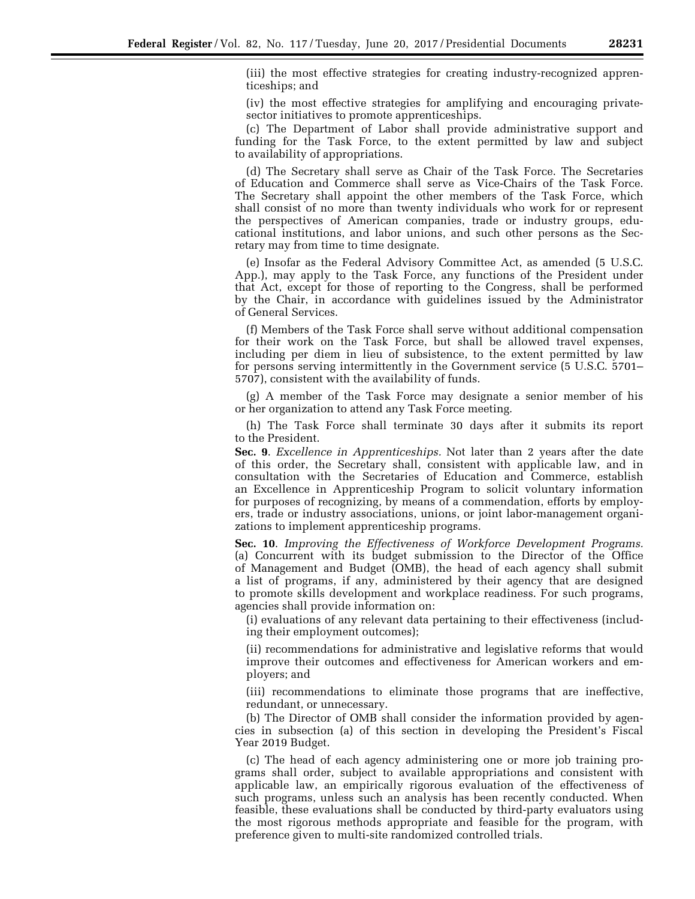(iii) the most effective strategies for creating industry-recognized apprenticeships; and

(iv) the most effective strategies for amplifying and encouraging private-sector initiatives to promote apprenticeships.

(c) The Department of Labor shall provide administrative support and funding for the Task Force, to the extent permitted by law and subject to availability of appropriations.

(d) The Secretary shall serve as Chair of the Task Force. The Secretaries of Education and Commerce shall serve as Vice-Chairs of the Task Force. The Secretary shall appoint the other members of the Task Force, which shall consist of no more than twenty individuals who work for or represent the perspectives of American companies, trade or industry groups, educational institutions, and labor unions, and such other persons as the Secretary may from time to time designate.

(e) Insofar as the Federal Advisory Committee Act, as amended (5 U.S.C. App.), may apply to the Task Force, any functions of the President under that Act, except for those of reporting to the Congress, shall be performed by the Chair, in accordance with guidelines issued by the Administrator of General Services.

(f) Members of the Task Force shall serve without additional compensation for their work on the Task Force, but shall be allowed travel expenses, including per diem in lieu of subsistence, to the extent permitted by law for persons serving intermittently in the Government service (5 U.S.C. 5701–5707), consistent with the availability of funds.

(g) A member of the Task Force may designate a senior member of his or her organization to attend any Task Force meeting.

(h) The Task Force shall terminate 30 days after it submits its report to the President.

**Sec. 9**. *Excellence in Apprenticeships.* Not later than 2 years after the date of this order, the Secretary shall, consistent with applicable law, and in consultation with the Secretaries of Education and Commerce, establish an Excellence in Apprenticeship Program to solicit voluntary information for purposes of recognizing, by means of a commendation, efforts by employers, trade or industry associations, unions, or joint labor-management organizations to implement apprenticeship programs.

**Sec. 10**. *Improving the Effectiveness of Workforce Development Programs.* (a) Concurrent with its budget submission to the Director of the Office of Management and Budget (OMB), the head of each agency shall submit a list of programs, if any, administered by their agency that are designed to promote skills development and workplace readiness. For such programs, agencies shall provide information on:

(i) evaluations of any relevant data pertaining to their effectiveness (including their employment outcomes);

(ii) recommendations for administrative and legislative reforms that would improve their outcomes and effectiveness for American workers and employers; and

(iii) recommendations to eliminate those programs that are ineffective, redundant, or unnecessary.

(b) The Director of OMB shall consider the information provided by agencies in subsection (a) of this section in developing the President's Fiscal Year 2019 Budget.

(c) The head of each agency administering one or more job training programs shall order, subject to available appropriations and consistent with applicable law, an empirically rigorous evaluation of the effectiveness of such programs, unless such an analysis has been recently conducted. When feasible, these evaluations shall be conducted by third-party evaluators using the most rigorous methods appropriate and feasible for the program, with preference given to multi-site randomized controlled trials.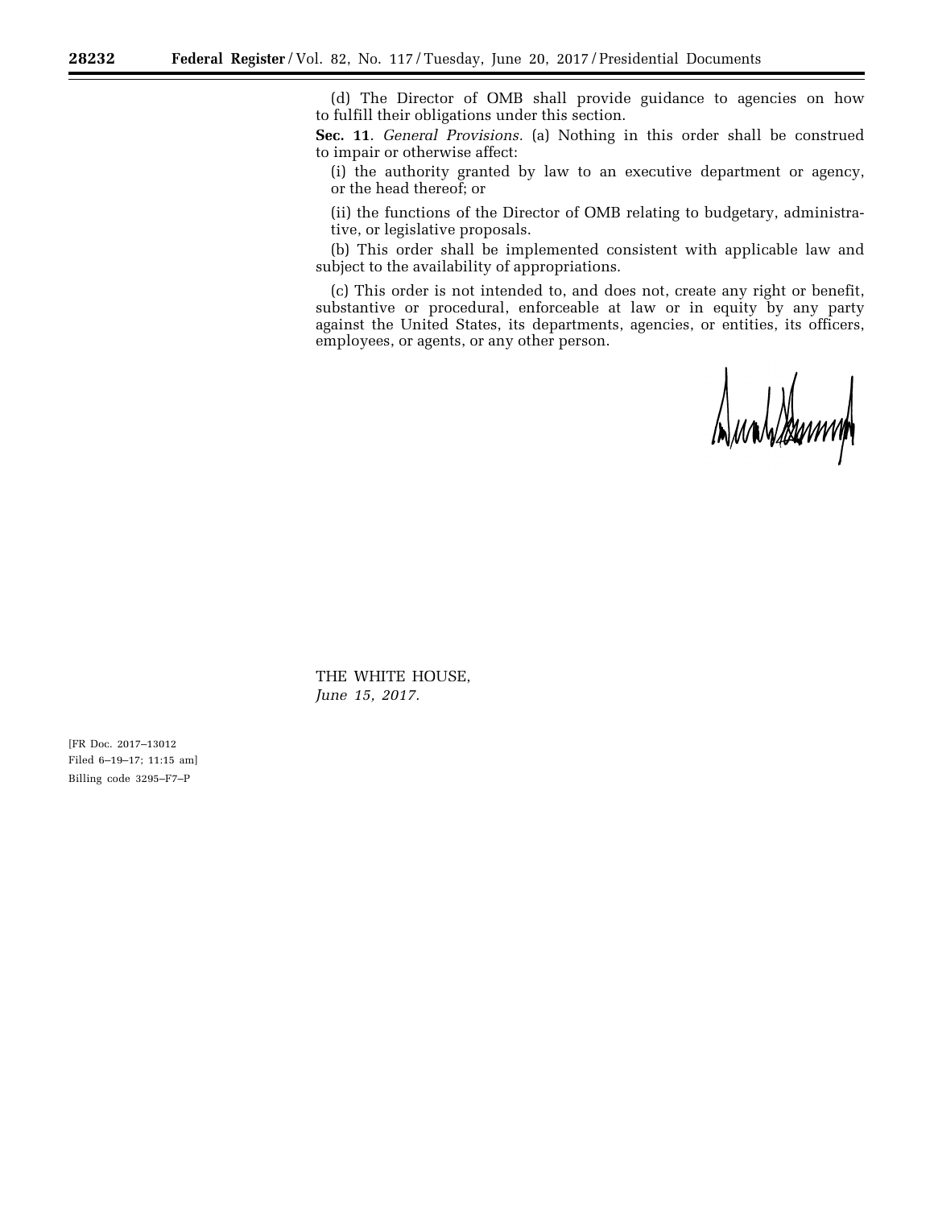(d) The Director of OMB shall provide guidance to agencies on how to fulfill their obligations under this section.

**Sec. 11**. *General Provisions.* (a) Nothing in this order shall be construed to impair or otherwise affect:

(i) the authority granted by law to an executive department or agency, or the head thereof; or

(ii) the functions of the Director of OMB relating to budgetary, administrative, or legislative proposals.

(b) This order shall be implemented consistent with applicable law and subject to the availability of appropriations.

(c) This order is not intended to, and does not, create any right or benefit, substantive or procedural, enforceable at law or in equity by any party against the United States, its departments, agencies, or entities, its officers, employees, or agents, or any other person.

THE WHITE HOUSE,
*June 15, 2017.*

[FR Doc. 2017–13012
Filed 6–19–17; 11:15 am]
Billing code 3295–F7–P